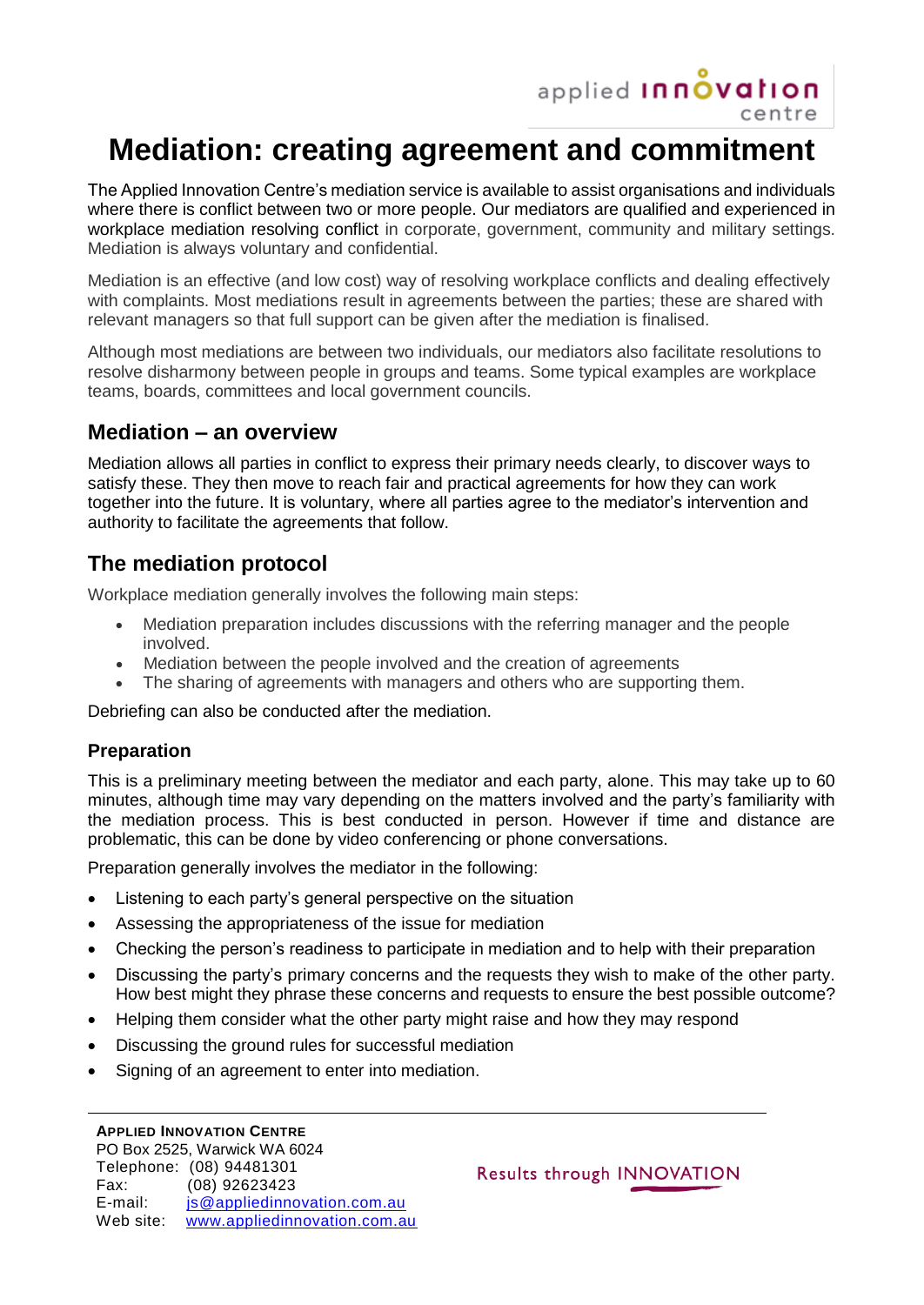# Mediation: creating agreement and commitment

The Applied Innovation Centre's mediation service is available to assist organisations and individuals where there is conflict between two or more people. Our mediators are qualified and experienced in workplace mediation resolving conflict in corporate, government, community and military settings. Mediation is always voluntary and confidential.

Mediation is an effective (and low cost) way of resolving workplace conflicts and dealing effectively with complaints. Most mediations result in agreements between the parties; these are shared with relevant managers so that full support can be given after the mediation is finalised.

Although most mediations are between two individuals, our mediators also facilitate resolutions to resolve disharmony between people in groups and teams. Some typical examples are workplace teams, boards, committees and local government councils.

## Mediation – an overview

Mediation allows all parties in conflict to express their primary needs clearly, to discover ways to satisfy these. They then move to reach fair and practical agreements for how they can work together into the future. It is voluntary, where all parties agree to the mediator's intervention and authority to facilitate the agreements that follow.

## The mediation protocol

Workplace mediation generally involves the following main steps:

- Mediation preparation includes discussions with the referring manager and the people involved.
- Mediation between the people involved and the creation of agreements
- The sharing of agreements with managers and others who are supporting them.

Debriefing can also be conducted after the mediation.

### Preparation

This is a preliminary meeting between the mediator and each party, alone. This may take up to 60 minutes, although time may vary depending on the matters involved and the party's familiarity with the mediation process. This is best conducted in person. However if time and distance are problematic, this can be done by video conferencing or phone conversations.

Preparation generally involves the mediator in the following:

- Listening to each party's general perspective on the situation
- Assessing the appropriateness of the issue for mediation
- Checking the person's readiness to participate in mediation and to help with their preparation
- Discussing the party's primary concerns and the requests they wish to make of the other party. How best might they phrase these concerns and requests to ensure the best possible outcome?
- Helping them consider what the other party might raise and how they may respond
- Discussing the ground rules for successful mediation
- Signing of an agreement to enter into mediation.

**Applied Innovation Centre**
PO Box 2525, Warwick WA 6024
Telephone: (08) 94481301
Fax: (08) 92623423
E-mail: js@appliedinnovation.com.au
Web site: www.appliedinnovation.com.au

Results through INNOVATION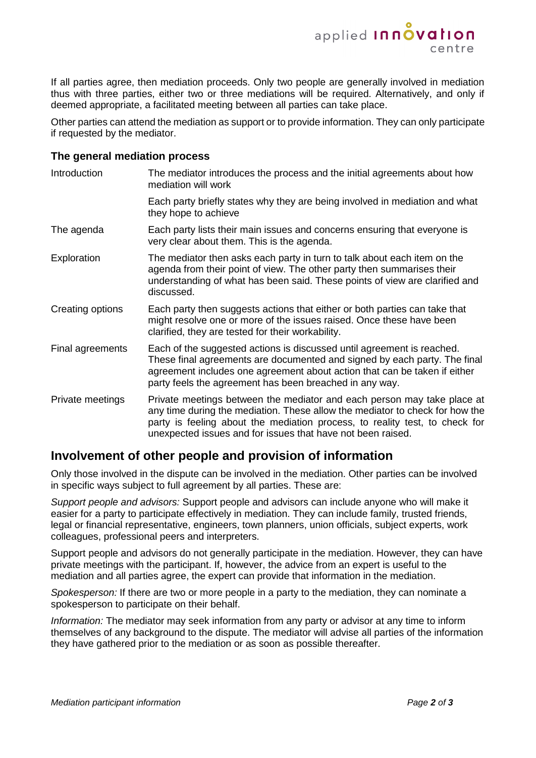If all parties agree, then mediation proceeds. Only two people are generally involved in mediation thus with three parties, either two or three mediations will be required. Alternatively, and only if deemed appropriate, a facilitated meeting between all parties can take place.

Other parties can attend the mediation as support or to provide information. They can only participate if requested by the mediator.

### The general mediation process

| | |
|---|---|
| Introduction | The mediator introduces the process and the initial agreements about how mediation will work<br><br>Each party briefly states why they are being involved in mediation and what they hope to achieve |
| The agenda | Each party lists their main issues and concerns ensuring that everyone is very clear about them. This is the agenda. |
| Exploration | The mediator then asks each party in turn to talk about each item on the agenda from their point of view. The other party then summarises their understanding of what has been said. These points of view are clarified and discussed. |
| Creating options | Each party then suggests actions that either or both parties can take that might resolve one or more of the issues raised. Once these have been clarified, they are tested for their workability. |
| Final agreements | Each of the suggested actions is discussed until agreement is reached. These final agreements are documented and signed by each party. The final agreement includes one agreement about action that can be taken if either party feels the agreement has been breached in any way. |
| Private meetings | Private meetings between the mediator and each person may take place at any time during the mediation. These allow the mediator to check for how the party is feeling about the mediation process, to reality test, to check for unexpected issues and for issues that have not been raised. |

## Involvement of other people and provision of information

Only those involved in the dispute can be involved in the mediation. Other parties can be involved in specific ways subject to full agreement by all parties. These are:

*Support people and advisors:* Support people and advisors can include anyone who will make it easier for a party to participate effectively in mediation. They can include family, trusted friends, legal or financial representative, engineers, town planners, union officials, subject experts, work colleagues, professional peers and interpreters.

Support people and advisors do not generally participate in the mediation. However, they can have private meetings with the participant. If, however, the advice from an expert is useful to the mediation and all parties agree, the expert can provide that information in the mediation.

*Spokesperson:* If there are two or more people in a party to the mediation, they can nominate a spokesperson to participate on their behalf.

*Information:* The mediator may seek information from any party or advisor at any time to inform themselves of any background to the dispute. The mediator will advise all parties of the information they have gathered prior to the mediation or as soon as possible thereafter.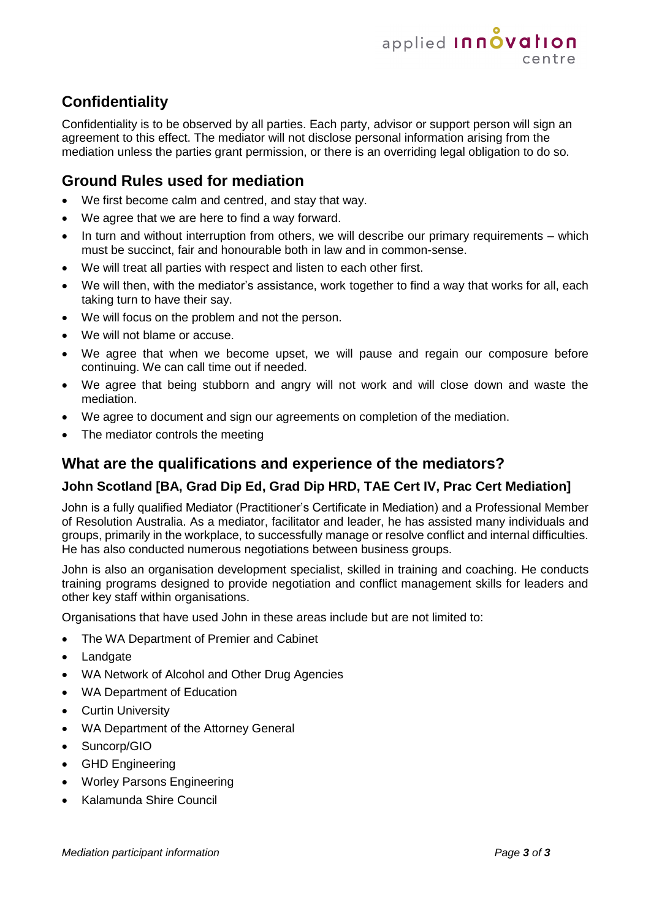## Confidentiality

Confidentiality is to be observed by all parties. Each party, advisor or support person will sign an agreement to this effect. The mediator will not disclose personal information arising from the mediation unless the parties grant permission, or there is an overriding legal obligation to do so.

## Ground Rules used for mediation

- We first become calm and centred, and stay that way.
- We agree that we are here to find a way forward.
- In turn and without interruption from others, we will describe our primary requirements – which must be succinct, fair and honourable both in law and in common-sense.
- We will treat all parties with respect and listen to each other first.
- We will then, with the mediator's assistance, work together to find a way that works for all, each taking turn to have their say.
- We will focus on the problem and not the person.
- We will not blame or accuse.
- We agree that when we become upset, we will pause and regain our composure before continuing. We can call time out if needed.
- We agree that being stubborn and angry will not work and will close down and waste the mediation.
- We agree to document and sign our agreements on completion of the mediation.
- The mediator controls the meeting

## What are the qualifications and experience of the mediators?

### John Scotland [BA, Grad Dip Ed, Grad Dip HRD, TAE Cert IV, Prac Cert Mediation]

John is a fully qualified Mediator (Practitioner's Certificate in Mediation) and a Professional Member of Resolution Australia. As a mediator, facilitator and leader, he has assisted many individuals and groups, primarily in the workplace, to successfully manage or resolve conflict and internal difficulties. He has also conducted numerous negotiations between business groups.

John is also an organisation development specialist, skilled in training and coaching. He conducts training programs designed to provide negotiation and conflict management skills for leaders and other key staff within organisations.

Organisations that have used John in these areas include but are not limited to:

- The WA Department of Premier and Cabinet
- Landgate
- WA Network of Alcohol and Other Drug Agencies
- WA Department of Education
- Curtin University
- WA Department of the Attorney General
- Suncorp/GIO
- GHD Engineering
- Worley Parsons Engineering
- Kalamunda Shire Council